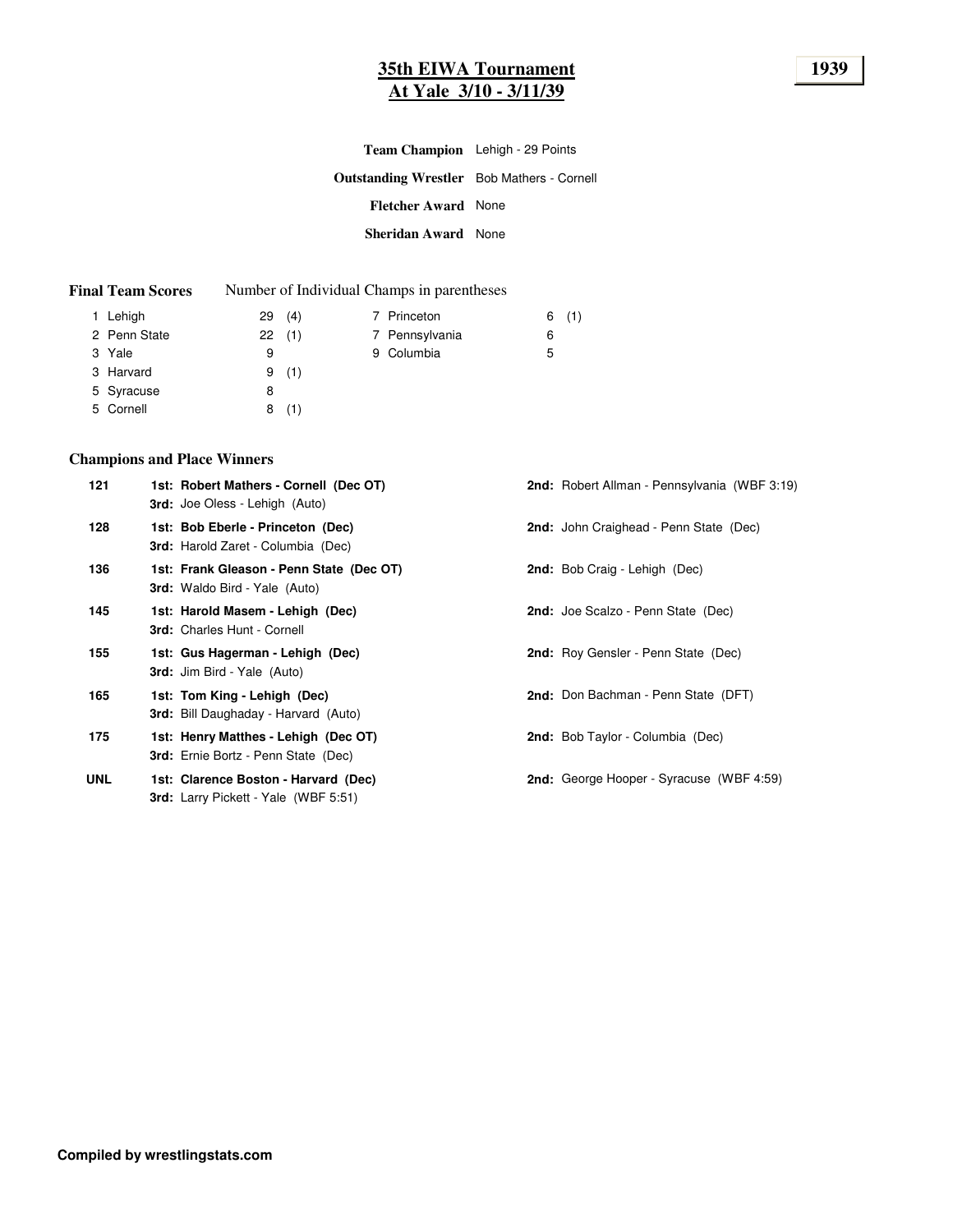# 35th EIWA Tournament
## At Yale 3/10 - 3/11/39

**1939**

**Team Champion** Lehigh - 29 Points

**Outstanding Wrestler** Bob Mathers - Cornell

**Fletcher Award** None

**Sheridan Award** None

**Final Team Scores** Number of Individual Champs in parentheses

| Place | Team | Points | Champs |
|---|---|---|---|
| 1 | Lehigh | 29 | (4) |
| 2 | Penn State | 22 | (1) |
| 3 | Yale | 9 | |
| 3 | Harvard | 9 | (1) |
| 5 | Syracuse | 8 | |
| 5 | Cornell | 8 | (1) |
| 7 | Princeton | 6 | (1) |
| 7 | Pennsylvania | 6 | |
| 9 | Columbia | 5 | |

### Champions and Place Winners

| Weight | 1st / 3rd | 2nd |
|---|---|---|
| 121 | **1st: Robert Mathers - Cornell (Dec OT)**<br>**3rd:** Joe Oless - Lehigh (Auto) | **2nd:** Robert Allman - Pennsylvania (WBF 3:19) |
| 128 | **1st: Bob Eberle - Princeton (Dec)**<br>**3rd:** Harold Zaret - Columbia (Dec) | **2nd:** John Craighead - Penn State (Dec) |
| 136 | **1st: Frank Gleason - Penn State (Dec OT)**<br>**3rd:** Waldo Bird - Yale (Auto) | **2nd:** Bob Craig - Lehigh (Dec) |
| 145 | **1st: Harold Masem - Lehigh (Dec)**<br>**3rd:** Charles Hunt - Cornell | **2nd:** Joe Scalzo - Penn State (Dec) |
| 155 | **1st: Gus Hagerman - Lehigh (Dec)**<br>**3rd:** Jim Bird - Yale (Auto) | **2nd:** Roy Gensler - Penn State (Dec) |
| 165 | **1st: Tom King - Lehigh (Dec)**<br>**3rd:** Bill Daughaday - Harvard (Auto) | **2nd:** Don Bachman - Penn State (DFT) |
| 175 | **1st: Henry Matthes - Lehigh (Dec OT)**<br>**3rd:** Ernie Bortz - Penn State (Dec) | **2nd:** Bob Taylor - Columbia (Dec) |
| UNL | **1st: Clarence Boston - Harvard (Dec)**<br>**3rd:** Larry Pickett - Yale (WBF 5:51) | **2nd:** George Hooper - Syracuse (WBF 4:59) |

**Compiled by wrestlingstats.com**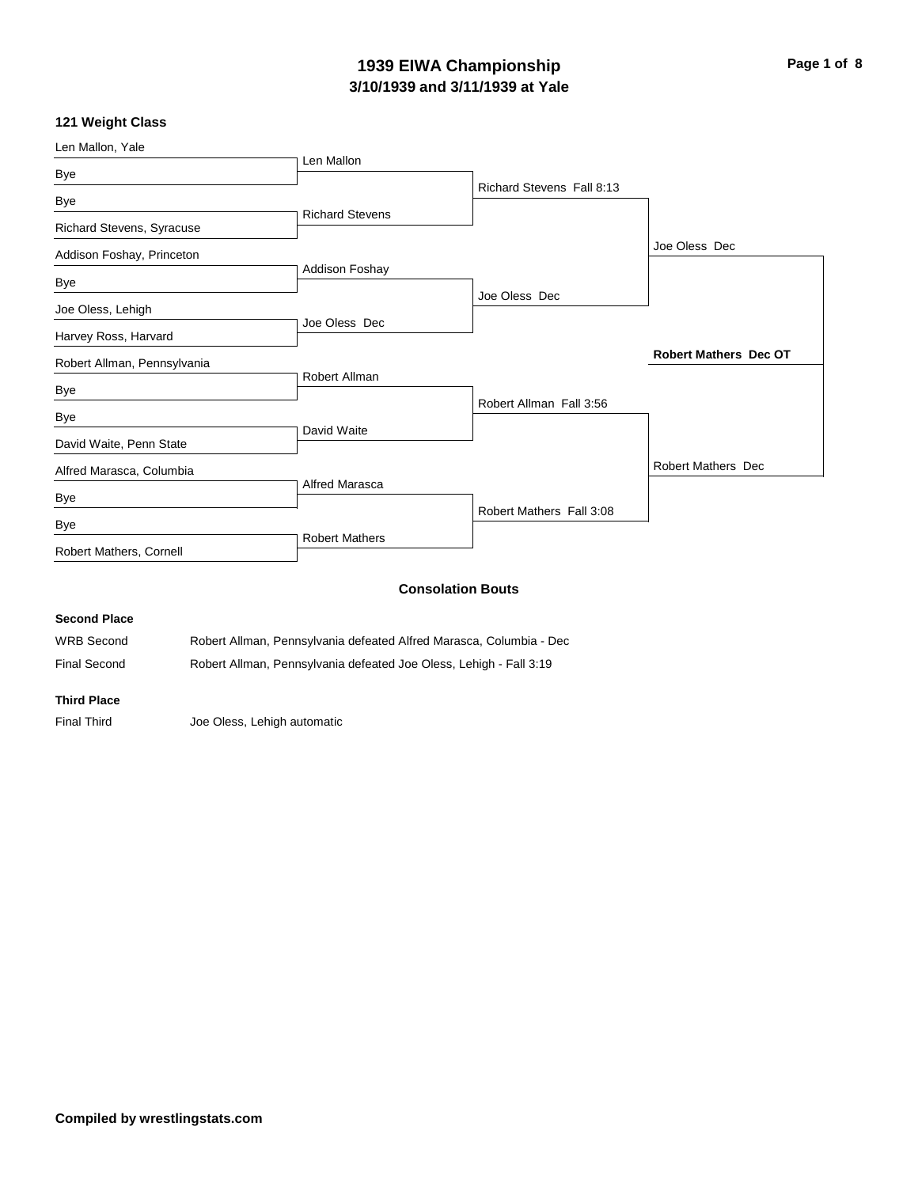# 1939 EIWA Championship

## 3/10/1939 and 3/11/1939 at Yale

### 121 Weight Class

**First Round**

| Wrestler | Opponent | Winner |
| --- | --- | --- |
| Len Mallon, Yale | Bye | Len Mallon |
| Bye | Richard Stevens, Syracuse | Richard Stevens |
| Addison Foshay, Princeton | Bye | Addison Foshay |
| Joe Oless, Lehigh | Harvey Ross, Harvard | Joe Oless Dec |
| Robert Allman, Pennsylvania | Bye | Robert Allman |
| Bye | David Waite, Penn State | David Waite |
| Alfred Marasca, Columbia | Bye | Alfred Marasca |
| Bye | Robert Mathers, Cornell | Robert Mathers |

**Quarterfinals**

- Richard Stevens Fall 8:13
- Joe Oless Dec
- Robert Allman Fall 3:56
- Robert Mathers Fall 3:08

**Semifinals**

- Joe Oless Dec
- Robert Mathers Dec

**Final**

- **Robert Mathers Dec OT**

### Consolation Bouts

**Second Place**

| | |
| --- | --- |
| WRB Second | Robert Allman, Pennsylvania defeated Alfred Marasca, Columbia - Dec |
| Final Second | Robert Allman, Pennsylvania defeated Joe Oless, Lehigh - Fall 3:19 |

**Third Place**

| | |
| --- | --- |
| Final Third | Joe Oless, Lehigh automatic |

**Compiled by wrestlingstats.com**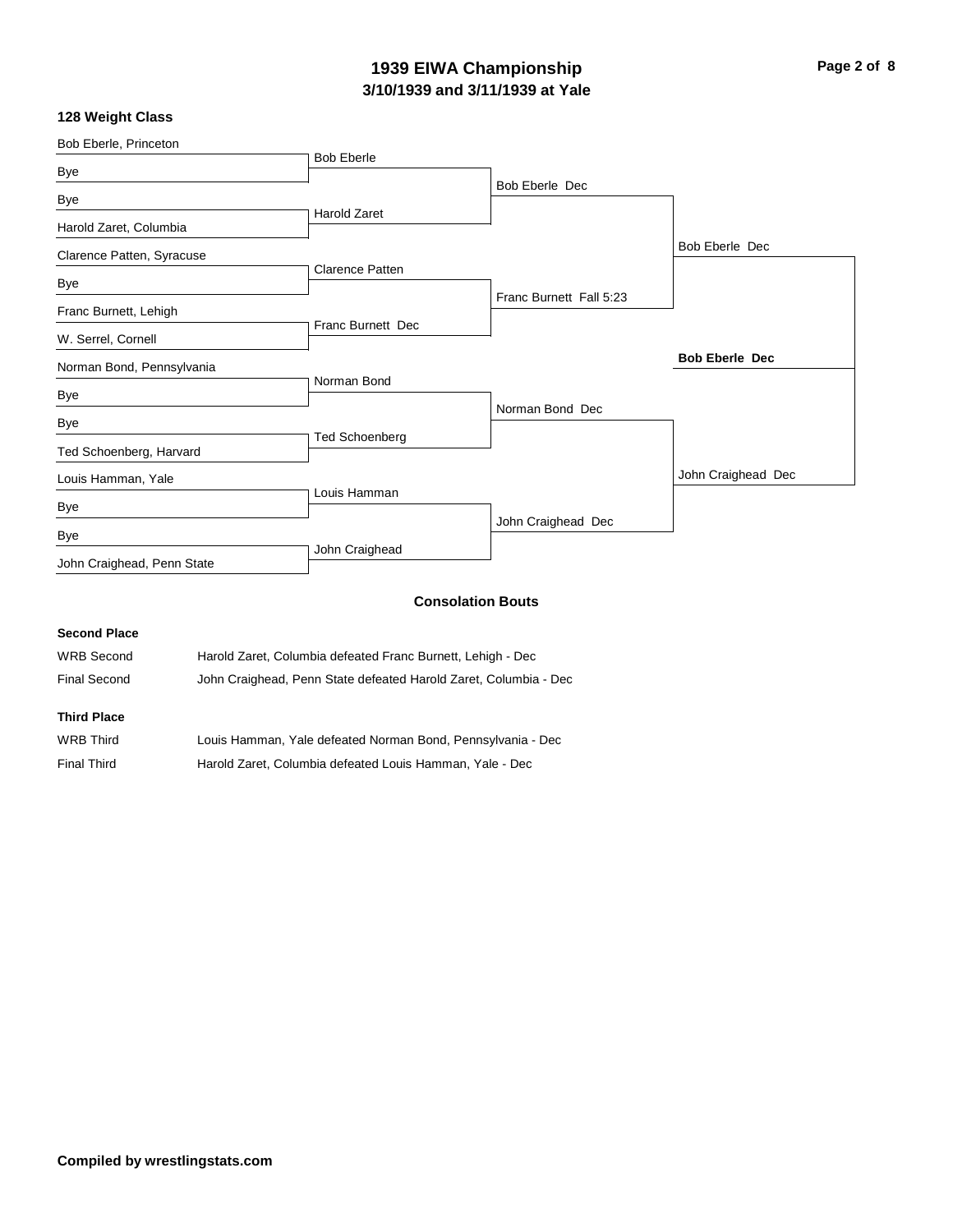# 1939 EIWA Championship

## 3/10/1939 and 3/11/1939 at Yale

### 128 Weight Class

| First Round | Quarterfinals | Semifinals | Finals | Champion |
|---|---|---|---|---|
| Bob Eberle, Princeton | Bob Eberle | Bob Eberle Dec | Bob Eberle Dec | **Bob Eberle Dec** |
| Bye | | | | |
| Bye | Harold Zaret | | | |
| Harold Zaret, Columbia | | | | |
| Clarence Patten, Syracuse | Clarence Patten | Franc Burnett Fall 5:23 | | |
| Bye | | | | |
| Franc Burnett, Lehigh | Franc Burnett Dec | | | |
| W. Serrel, Cornell | | | | |
| Norman Bond, Pennsylvania | Norman Bond | Norman Bond Dec | John Craighead Dec | |
| Bye | | | | |
| Bye | Ted Schoenberg | | | |
| Ted Schoenberg, Harvard | | | | |
| Louis Hamman, Yale | Louis Hamman | John Craighead Dec | | |
| Bye | | | | |
| Bye | John Craighead | | | |
| John Craighead, Penn State | | | | |

### Consolation Bouts

**Second Place**

| | |
|---|---|
| WRB Second | Harold Zaret, Columbia defeated Franc Burnett, Lehigh - Dec |
| Final Second | John Craighead, Penn State defeated Harold Zaret, Columbia - Dec |

**Third Place**

| | |
|---|---|
| WRB Third | Louis Hamman, Yale defeated Norman Bond, Pennsylvania - Dec |
| Final Third | Harold Zaret, Columbia defeated Louis Hamman, Yale - Dec |

**Compiled by wrestlingstats.com**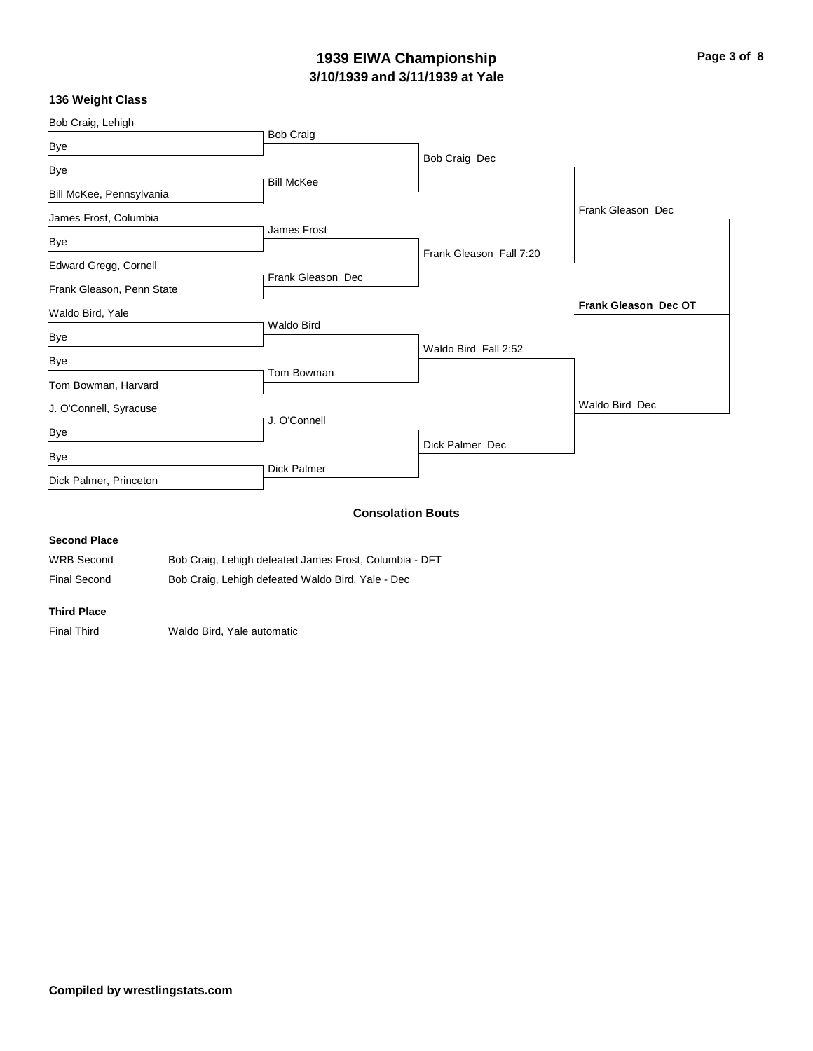# 1939 EIWA Championship
## 3/10/1939 and 3/11/1939 at Yale

### 136 Weight Class

**Round 1**

| Wrestler | Opponent | Winner |
| --- | --- | --- |
| Bob Craig, Lehigh | Bye | Bob Craig |
| Bye | Bill McKee, Pennsylvania | Bill McKee |
| James Frost, Columbia | Bye | James Frost |
| Edward Gregg, Cornell | Frank Gleason, Penn State | Frank Gleason Dec |
| Waldo Bird, Yale | Bye | Waldo Bird |
| Bye | Tom Bowman, Harvard | Tom Bowman |
| J. O'Connell, Syracuse | Bye | J. O'Connell |
| Bye | Dick Palmer, Princeton | Dick Palmer |

**Quarterfinals**

- Bob Craig Dec
- Frank Gleason Fall 7:20
- Waldo Bird Fall 2:52
- Dick Palmer Dec

**Semifinals**

- Frank Gleason Dec
- Waldo Bird Dec

**Final**

- **Frank Gleason Dec OT**

### Consolation Bouts

**Second Place**

| | |
| --- | --- |
| WRB Second | Bob Craig, Lehigh defeated James Frost, Columbia - DFT |
| Final Second | Bob Craig, Lehigh defeated Waldo Bird, Yale - Dec |

**Third Place**

| | |
| --- | --- |
| Final Third | Waldo Bird, Yale automatic |

**Compiled by wrestlingstats.com**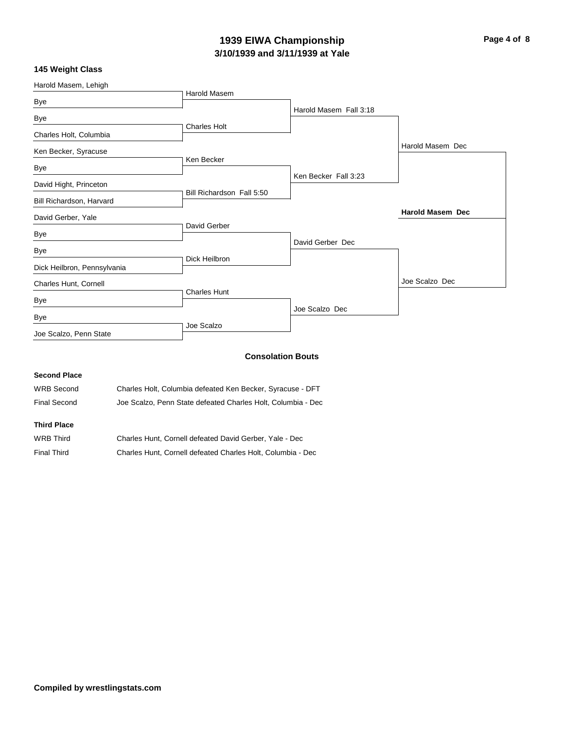# 1939 EIWA Championship

## 3/10/1939 and 3/11/1939 at Yale

### 145 Weight Class

**First Round**

- Harold Masem, Lehigh vs Bye — Harold Masem
- Bye vs Charles Holt, Columbia — Charles Holt
- Ken Becker, Syracuse vs Bye — Ken Becker
- David Hight, Princeton vs Bill Richardson, Harvard — Bill Richardson Fall 5:50
- David Gerber, Yale vs Bye — David Gerber
- Bye vs Dick Heilbron, Pennsylvania — Dick Heilbron
- Charles Hunt, Cornell vs Bye — Charles Hunt
- Bye vs Joe Scalzo, Penn State — Joe Scalzo

**Quarterfinals**

- Harold Masem Fall 3:18
- Ken Becker Fall 3:23
- David Gerber Dec
- Joe Scalzo Dec

**Semifinals**

- Harold Masem Dec
- Joe Scalzo Dec

**Final**

- **Harold Masem Dec**

### Consolation Bouts

**Second Place**

| | |
|---|---|
| WRB Second | Charles Holt, Columbia defeated Ken Becker, Syracuse - DFT |
| Final Second | Joe Scalzo, Penn State defeated Charles Holt, Columbia - Dec |

**Third Place**

| | |
|---|---|
| WRB Third | Charles Hunt, Cornell defeated David Gerber, Yale - Dec |
| Final Third | Charles Hunt, Cornell defeated Charles Holt, Columbia - Dec |

**Compiled by wrestlingstats.com**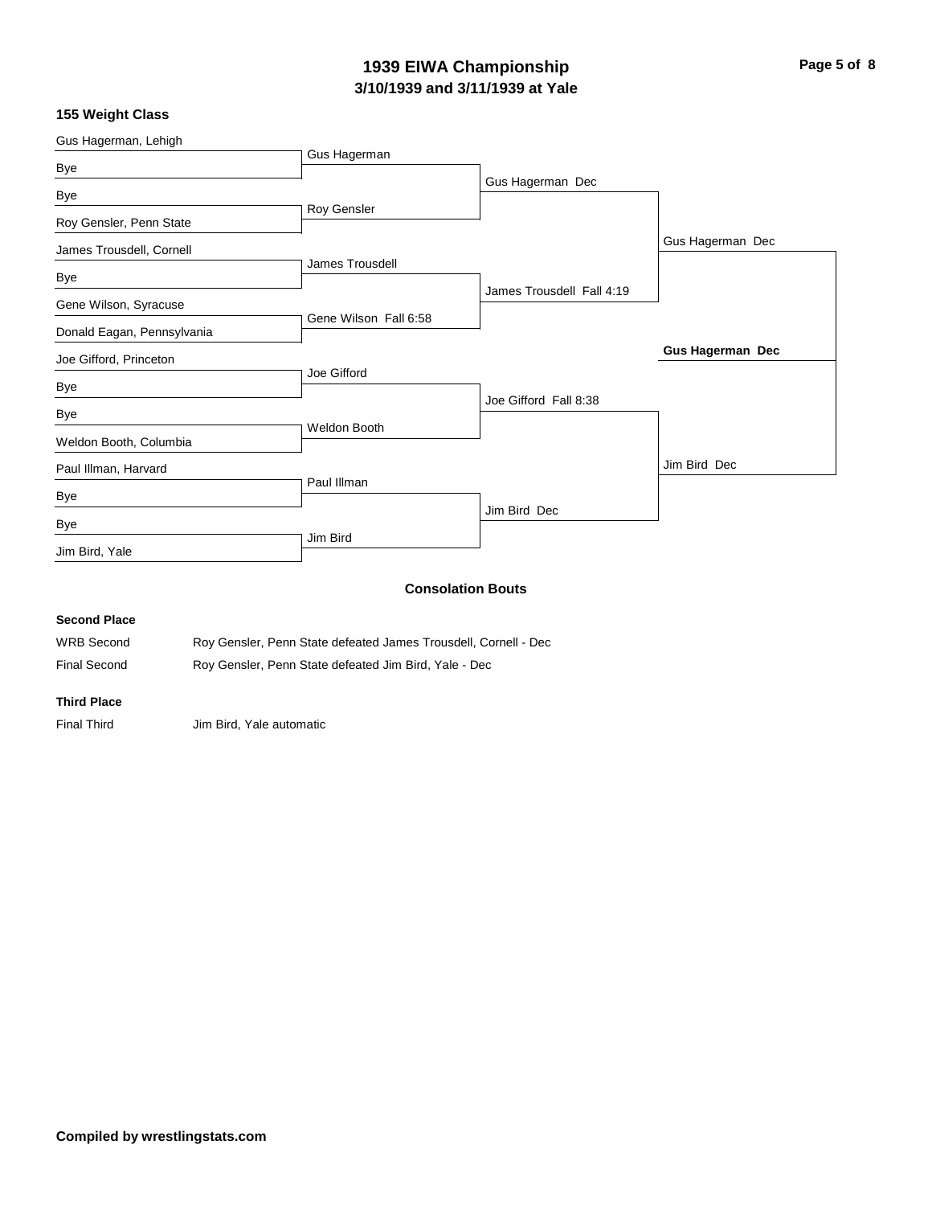# 1939 EIWA Championship

## 3/10/1939 and 3/11/1939 at Yale

### 155 Weight Class

| First Round | Quarterfinals | Semifinals | Finals | Champion |
|---|---|---|---|---|
| Gus Hagerman, Lehigh | | | | |
| Bye | Gus Hagerman | | | |
| Bye | | Gus Hagerman Dec | | |
| Roy Gensler, Penn State | Roy Gensler | | | |
| James Trousdell, Cornell | | | Gus Hagerman Dec | |
| Bye | James Trousdell | | | |
| Gene Wilson, Syracuse | | James Trousdell Fall 4:19 | | |
| Donald Eagan, Pennsylvania | Gene Wilson Fall 6:58 | | | |
| Joe Gifford, Princeton | | | | **Gus Hagerman Dec** |
| Bye | Joe Gifford | | | |
| Bye | | Joe Gifford Fall 8:38 | | |
| Weldon Booth, Columbia | Weldon Booth | | | |
| Paul Illman, Harvard | | | Jim Bird Dec | |
| Bye | Paul Illman | | | |
| Bye | | Jim Bird Dec | | |
| Jim Bird, Yale | Jim Bird | | | |

### Consolation Bouts

**Second Place**

WRB Second — Roy Gensler, Penn State defeated James Trousdell, Cornell - Dec

Final Second — Roy Gensler, Penn State defeated Jim Bird, Yale - Dec

**Third Place**

Final Third — Jim Bird, Yale automatic

**Compiled by wrestlingstats.com**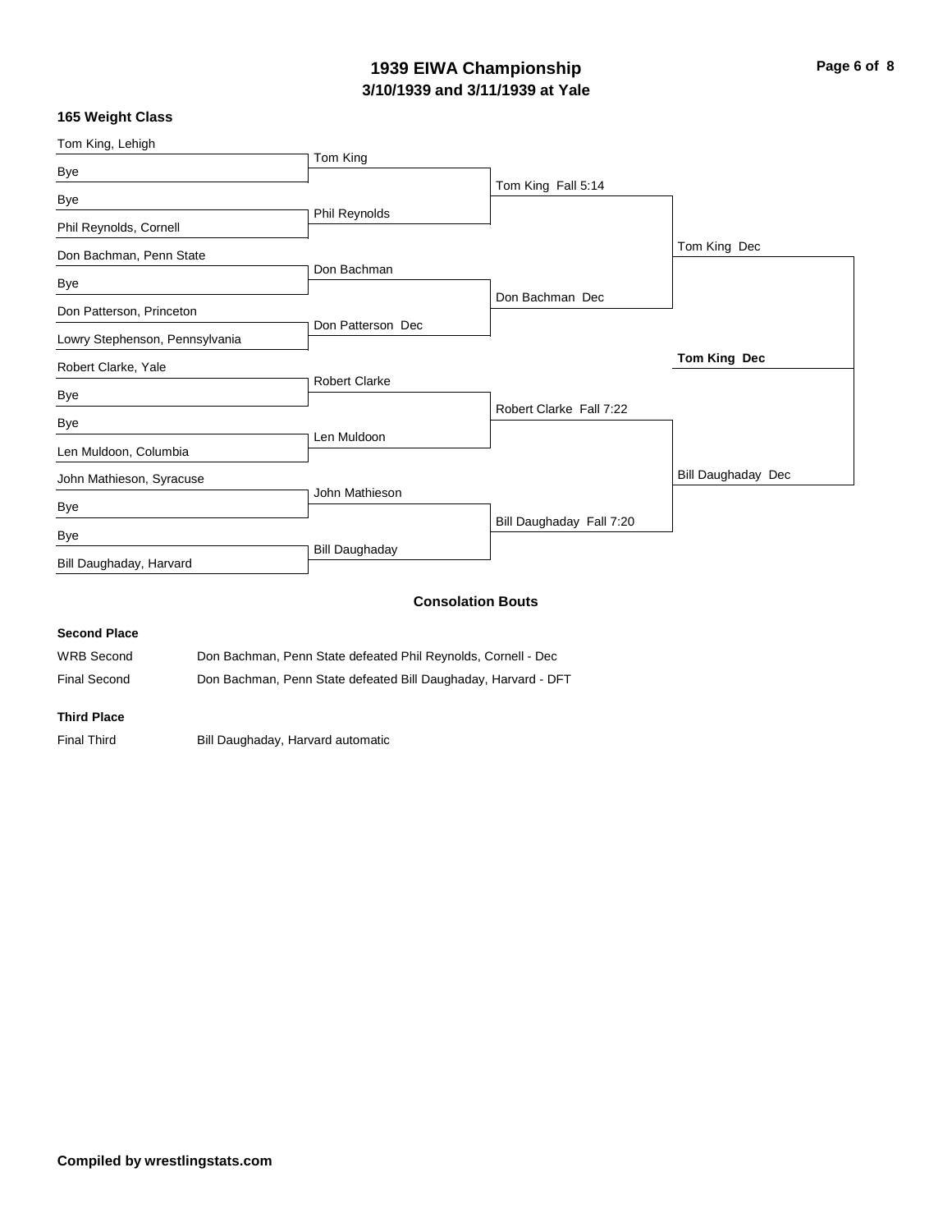# 1939 EIWA Championship
## 3/10/1939 and 3/11/1939 at Yale

### 165 Weight Class

| First Round | Second Round | Semifinals | Finals | Champion |
|---|---|---|---|---|
| Tom King, Lehigh | Tom King | Tom King Fall 5:14 | Tom King Dec | **Tom King Dec** |
| Bye | | | | |
| Bye | Phil Reynolds | | | |
| Phil Reynolds, Cornell | | | | |
| Don Bachman, Penn State | Don Bachman | Don Bachman Dec | | |
| Bye | | | | |
| Don Patterson, Princeton | Don Patterson Dec | | | |
| Lowry Stephenson, Pennsylvania | | | | |
| Robert Clarke, Yale | Robert Clarke | Robert Clarke Fall 7:22 | Bill Daughaday Dec | |
| Bye | | | | |
| Bye | Len Muldoon | | | |
| Len Muldoon, Columbia | | | | |
| John Mathieson, Syracuse | John Mathieson | Bill Daughaday Fall 7:20 | | |
| Bye | | | | |
| Bye | Bill Daughaday | | | |
| Bill Daughaday, Harvard | | | | |

### Consolation Bouts

**Second Place**

| | |
|---|---|
| WRB Second | Don Bachman, Penn State defeated Phil Reynolds, Cornell - Dec |
| Final Second | Don Bachman, Penn State defeated Bill Daughaday, Harvard - DFT |

**Third Place**

| | |
|---|---|
| Final Third | Bill Daughaday, Harvard automatic |

**Compiled by wrestlingstats.com**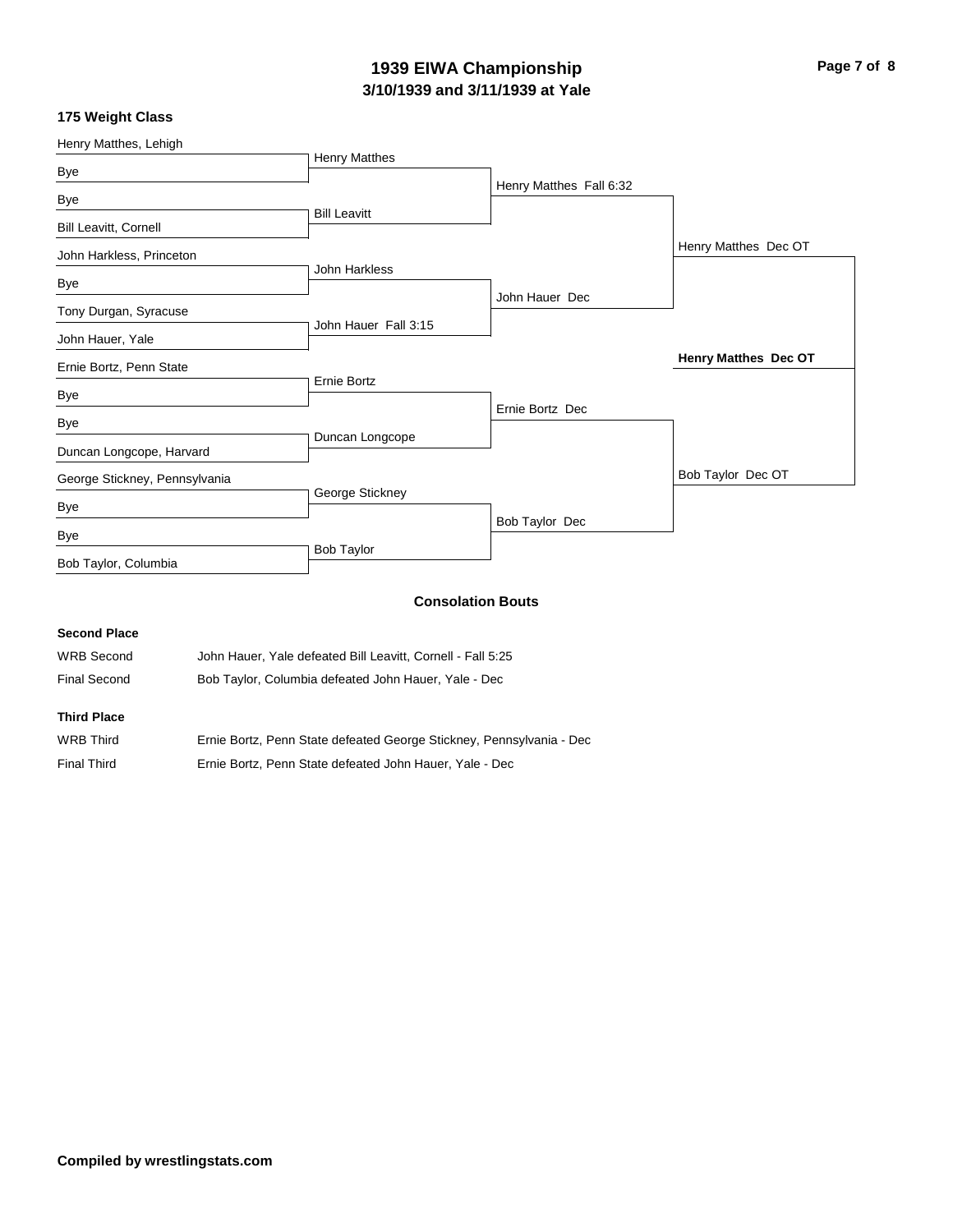# 1939 EIWA Championship

## 3/10/1939 and 3/11/1939 at Yale

### 175 Weight Class

**First Round**

- Henry Matthes, Lehigh vs. Bye — Henry Matthes
- Bye vs. Bill Leavitt, Cornell — Bill Leavitt
- John Harkless, Princeton vs. Bye — John Harkless
- Tony Durgan, Syracuse vs. John Hauer, Yale — John Hauer Fall 3:15
- Ernie Bortz, Penn State vs. Bye — Ernie Bortz
- Bye vs. Duncan Longcope, Harvard — Duncan Longcope
- George Stickney, Pennsylvania vs. Bye — George Stickney
- Bye vs. Bob Taylor, Columbia — Bob Taylor

**Quarterfinals**

- Henry Matthes Fall 6:32
- John Hauer Dec
- Ernie Bortz Dec
- Bob Taylor Dec

**Semifinals**

- Henry Matthes Dec OT
- Bob Taylor Dec OT

**Final**

- **Henry Matthes Dec OT**

### Consolation Bouts

**Second Place**

| | |
|---|---|
| WRB Second | John Hauer, Yale defeated Bill Leavitt, Cornell - Fall 5:25 |
| Final Second | Bob Taylor, Columbia defeated John Hauer, Yale - Dec |

**Third Place**

| | |
|---|---|
| WRB Third | Ernie Bortz, Penn State defeated George Stickney, Pennsylvania - Dec |
| Final Third | Ernie Bortz, Penn State defeated John Hauer, Yale - Dec |

**Compiled by wrestlingstats.com**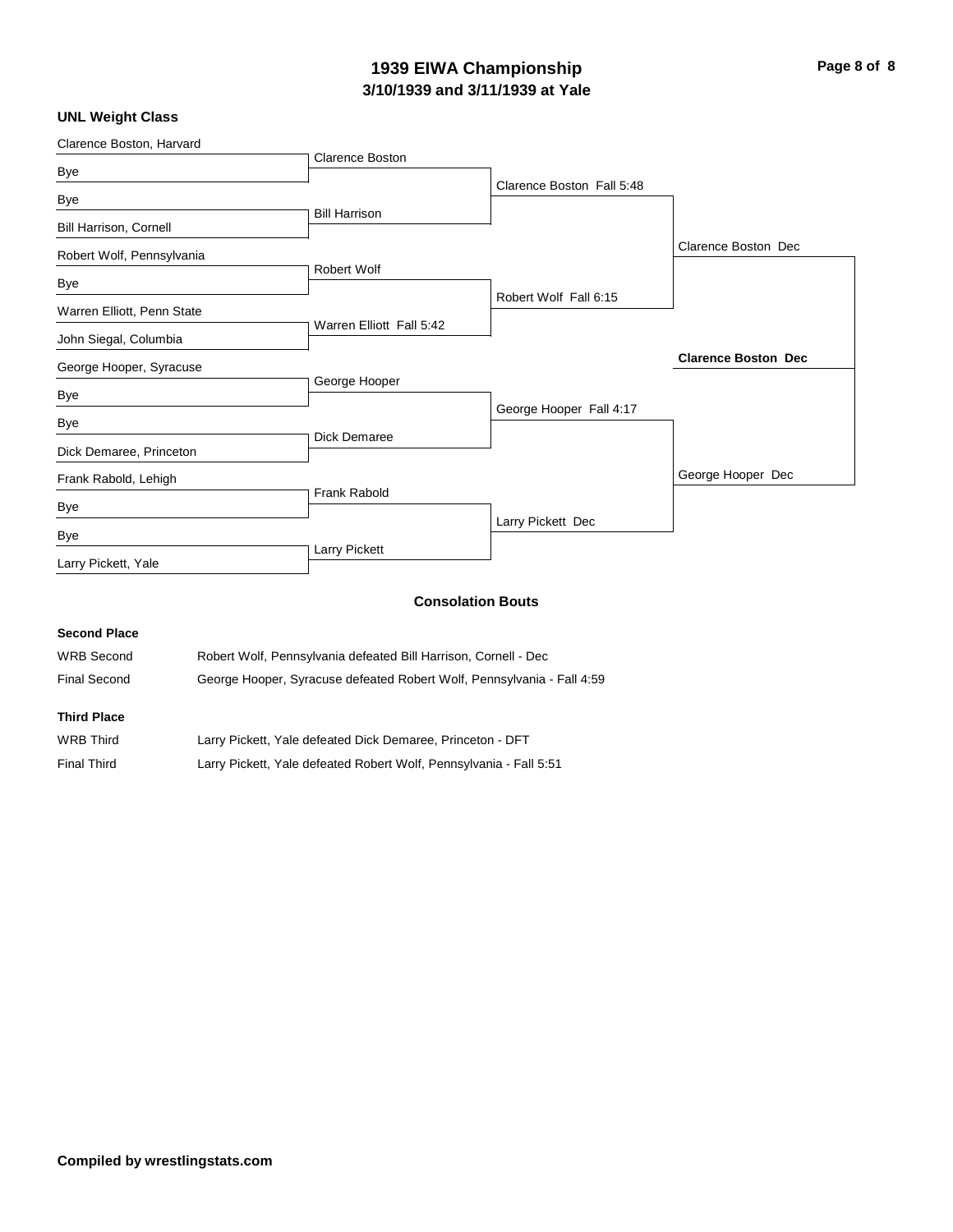# 1939 EIWA Championship

## 3/10/1939 and 3/11/1939 at Yale

### UNL Weight Class

Clarence Boston, Harvard
Bye
Bye
Bill Harrison, Cornell
Robert Wolf, Pennsylvania
Bye
Warren Elliott, Penn State
John Siegal, Columbia
George Hooper, Syracuse
Bye
Bye
Dick Demaree, Princeton
Frank Rabold, Lehigh
Bye
Bye
Larry Pickett, Yale

Clarence Boston
Bill Harrison
Robert Wolf
Warren Elliott Fall 5:42
George Hooper
Dick Demaree
Frank Rabold
Larry Pickett

Clarence Boston Fall 5:48
Robert Wolf Fall 6:15
George Hooper Fall 4:17
Larry Pickett Dec

Clarence Boston Dec
George Hooper Dec

**Clarence Boston Dec**

### Consolation Bouts

**Second Place**

| | |
|---|---|
| WRB Second | Robert Wolf, Pennsylvania defeated Bill Harrison, Cornell - Dec |
| Final Second | George Hooper, Syracuse defeated Robert Wolf, Pennsylvania - Fall 4:59 |

**Third Place**

| | |
|---|---|
| WRB Third | Larry Pickett, Yale defeated Dick Demaree, Princeton - DFT |
| Final Third | Larry Pickett, Yale defeated Robert Wolf, Pennsylvania - Fall 5:51 |

**Compiled by wrestlingstats.com**